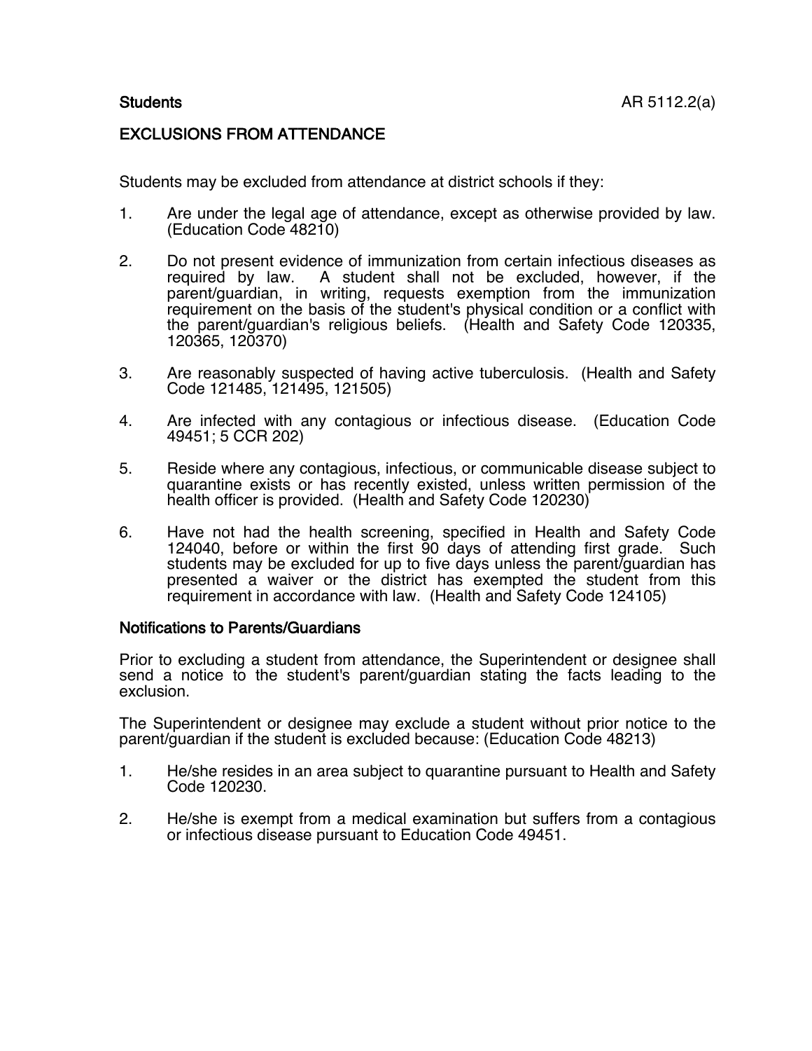**Students** AR 5112.2(a)

# EXCLUSIONS FROM ATTENDANCE

Students may be excluded from attendance at district schools if they:

1. Are under the legal age of attendance, except as otherwise provided by law. (Education Code 48210)

2. Do not present evidence of immunization from certain infectious diseases as required by law. A student shall not be excluded, however, if the parent/guardian, in writing, requests exemption from the immunization requirement on the basis of the student's physical condition or a conflict with the parent/guardian's religious beliefs. (Health and Safety Code 120335, 120365, 120370)

3. Are reasonably suspected of having active tuberculosis. (Health and Safety Code 121485, 121495, 121505)

4. Are infected with any contagious or infectious disease. (Education Code 49451; 5 CCR 202)

5. Reside where any contagious, infectious, or communicable disease subject to quarantine exists or has recently existed, unless written permission of the health officer is provided. (Health and Safety Code 120230)

6. Have not had the health screening, specified in Health and Safety Code 124040, before or within the first 90 days of attending first grade. Such students may be excluded for up to five days unless the parent/guardian has presented a waiver or the district has exempted the student from this requirement in accordance with law. (Health and Safety Code 124105)

## Notifications to Parents/Guardians

Prior to excluding a student from attendance, the Superintendent or designee shall send a notice to the student's parent/guardian stating the facts leading to the exclusion.

The Superintendent or designee may exclude a student without prior notice to the parent/guardian if the student is excluded because: (Education Code 48213)

1. He/she resides in an area subject to quarantine pursuant to Health and Safety Code 120230.

2. He/she is exempt from a medical examination but suffers from a contagious or infectious disease pursuant to Education Code 49451.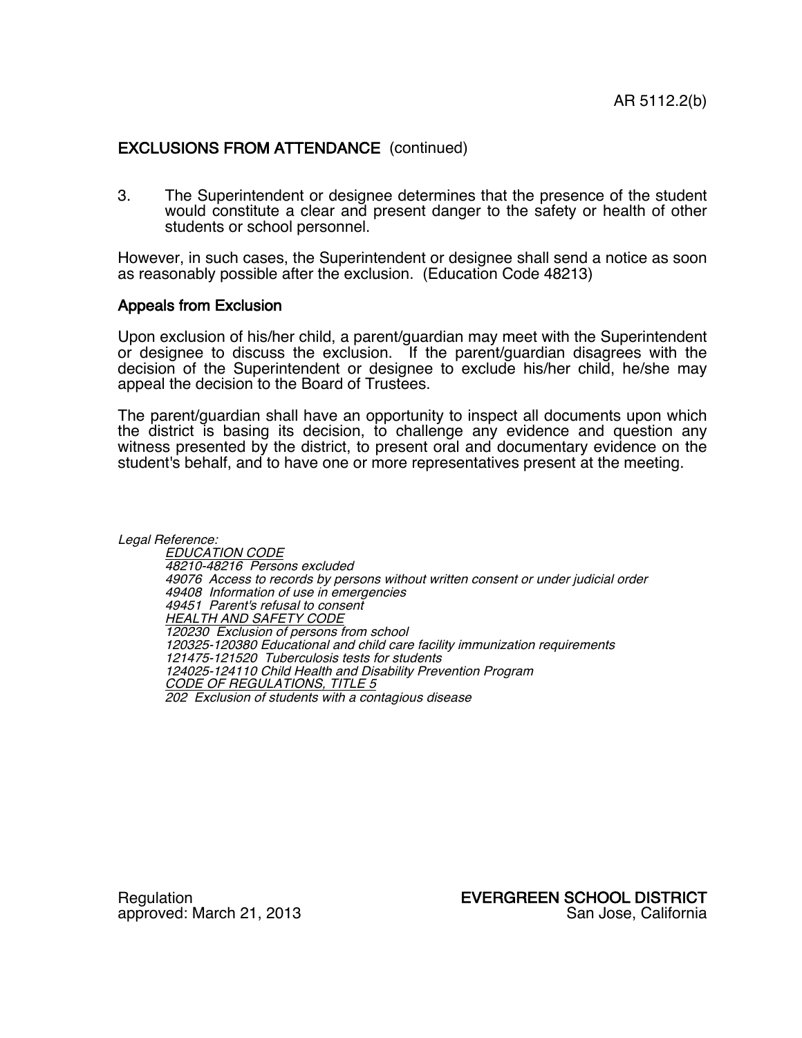## EXCLUSIONS FROM ATTENDANCE (continued)

3. The Superintendent or designee determines that the presence of the student would constitute a clear and present danger to the safety or health of other students or school personnel.

However, in such cases, the Superintendent or designee shall send a notice as soon as reasonably possible after the exclusion. (Education Code 48213)

### Appeals from Exclusion

Upon exclusion of his/her child, a parent/guardian may meet with the Superintendent or designee to discuss the exclusion. If the parent/guardian disagrees with the decision of the Superintendent or designee to exclude his/her child, he/she may appeal the decision to the Board of Trustees.

The parent/guardian shall have an opportunity to inspect all documents upon which the district is basing its decision, to challenge any evidence and question any witness presented by the district, to present oral and documentary evidence on the student's behalf, and to have one or more representatives present at the meeting.

*Legal Reference:*

*EDUCATION CODE*
*48210-48216 Persons excluded*
*49076 Access to records by persons without written consent or under judicial order*
*49408 Information of use in emergencies*
*49451 Parent's refusal to consent*

*HEALTH AND SAFETY CODE*
*120230 Exclusion of persons from school*
*120325-120380 Educational and child care facility immunization requirements*
*121475-121520 Tuberculosis tests for students*
*124025-124110 Child Health and Disability Prevention Program*

*CODE OF REGULATIONS, TITLE 5*
*202 Exclusion of students with a contagious disease*

Regulation
approved: March 21, 2013

**EVERGREEN SCHOOL DISTRICT**
San Jose, California